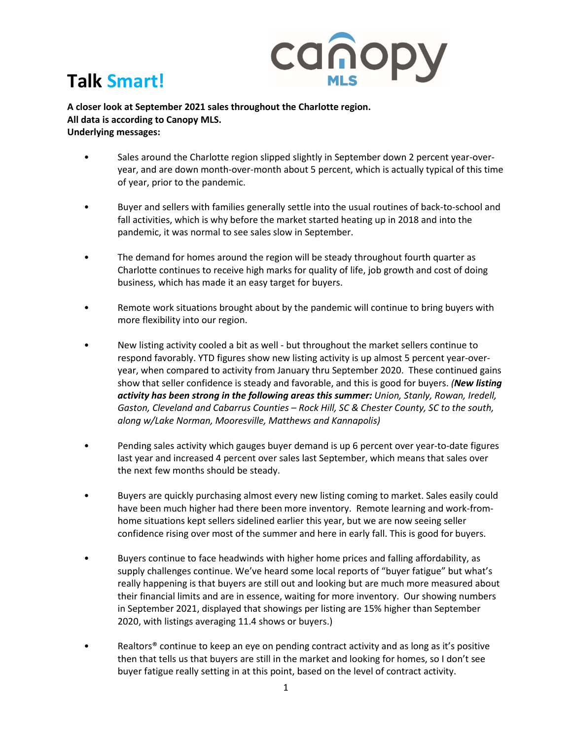# Talk Smart!

**A closer look at September 2021 sales throughout the Charlotte region.**
**All data is according to Canopy MLS.**
**Underlying messages:**

- Sales around the Charlotte region slipped slightly in September down 2 percent year-over-year, and are down month-over-month about 5 percent, which is actually typical of this time of year, prior to the pandemic.

- Buyer and sellers with families generally settle into the usual routines of back-to-school and fall activities, which is why before the market started heating up in 2018 and into the pandemic, it was normal to see sales slow in September.

- The demand for homes around the region will be steady throughout fourth quarter as Charlotte continues to receive high marks for quality of life, job growth and cost of doing business, which has made it an easy target for buyers.

- Remote work situations brought about by the pandemic will continue to bring buyers with more flexibility into our region.

- New listing activity cooled a bit as well - but throughout the market sellers continue to respond favorably. YTD figures show new listing activity is up almost 5 percent year-over-year, when compared to activity from January thru September 2020. These continued gains show that seller confidence is steady and favorable, and this is good for buyers. *(**New listing activity has been strong in the following areas this summer:** Union, Stanly, Rowan, Iredell, Gaston, Cleveland and Cabarrus Counties – Rock Hill, SC & Chester County, SC to the south, along w/Lake Norman, Mooresville, Matthews and Kannapolis)*

- Pending sales activity which gauges buyer demand is up 6 percent over year-to-date figures last year and increased 4 percent over sales last September, which means that sales over the next few months should be steady.

- Buyers are quickly purchasing almost every new listing coming to market. Sales easily could have been much higher had there been more inventory. Remote learning and work-from-home situations kept sellers sidelined earlier this year, but we are now seeing seller confidence rising over most of the summer and here in early fall. This is good for buyers.

- Buyers continue to face headwinds with higher home prices and falling affordability, as supply challenges continue. We've heard some local reports of "buyer fatigue" but what's really happening is that buyers are still out and looking but are much more measured about their financial limits and are in essence, waiting for more inventory. Our showing numbers in September 2021, displayed that showings per listing are 15% higher than September 2020, with listings averaging 11.4 shows or buyers.)

- Realtors® continue to keep an eye on pending contract activity and as long as it's positive then that tells us that buyers are still in the market and looking for homes, so I don't see buyer fatigue really setting in at this point, based on the level of contract activity.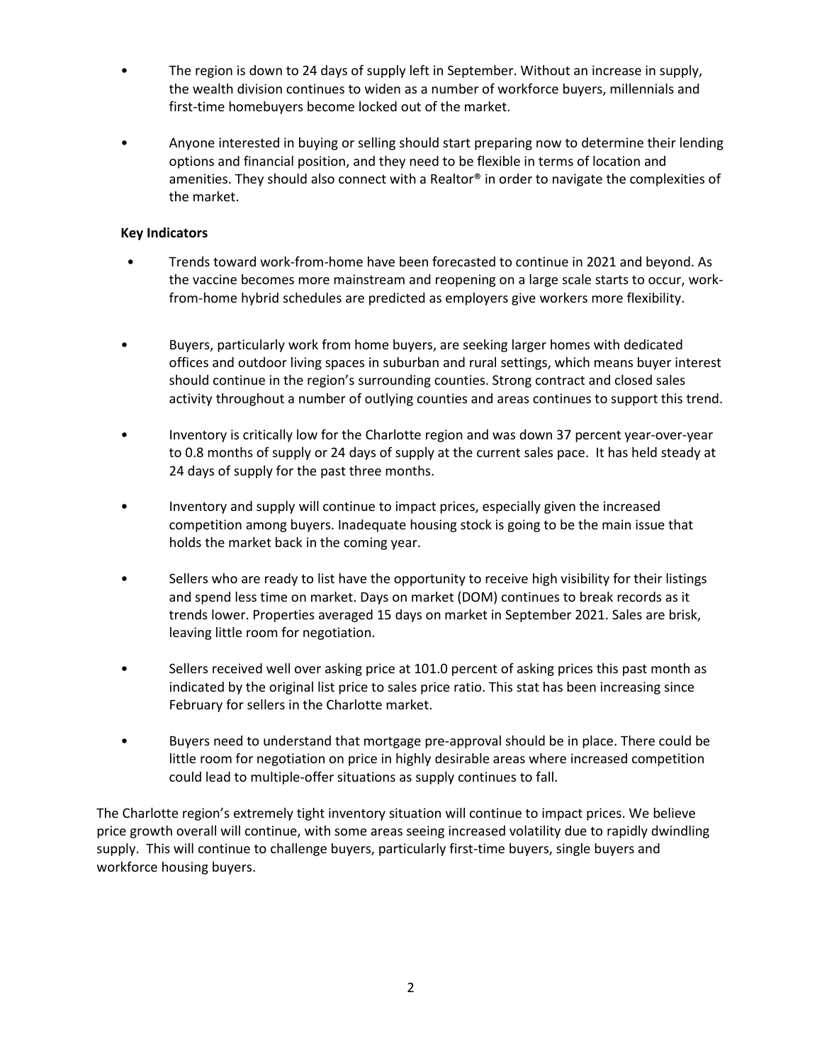- The region is down to 24 days of supply left in September. Without an increase in supply, the wealth division continues to widen as a number of workforce buyers, millennials and first-time homebuyers become locked out of the market.

- Anyone interested in buying or selling should start preparing now to determine their lending options and financial position, and they need to be flexible in terms of location and amenities. They should also connect with a Realtor® in order to navigate the complexities of the market.

**Key Indicators**

- Trends toward work-from-home have been forecasted to continue in 2021 and beyond. As the vaccine becomes more mainstream and reopening on a large scale starts to occur, work-from-home hybrid schedules are predicted as employers give workers more flexibility.

- Buyers, particularly work from home buyers, are seeking larger homes with dedicated offices and outdoor living spaces in suburban and rural settings, which means buyer interest should continue in the region's surrounding counties. Strong contract and closed sales activity throughout a number of outlying counties and areas continues to support this trend.

- Inventory is critically low for the Charlotte region and was down 37 percent year-over-year to 0.8 months of supply or 24 days of supply at the current sales pace. It has held steady at 24 days of supply for the past three months.

- Inventory and supply will continue to impact prices, especially given the increased competition among buyers. Inadequate housing stock is going to be the main issue that holds the market back in the coming year.

- Sellers who are ready to list have the opportunity to receive high visibility for their listings and spend less time on market. Days on market (DOM) continues to break records as it trends lower. Properties averaged 15 days on market in September 2021. Sales are brisk, leaving little room for negotiation.

- Sellers received well over asking price at 101.0 percent of asking prices this past month as indicated by the original list price to sales price ratio. This stat has been increasing since February for sellers in the Charlotte market.

- Buyers need to understand that mortgage pre-approval should be in place. There could be little room for negotiation on price in highly desirable areas where increased competition could lead to multiple-offer situations as supply continues to fall.

The Charlotte region's extremely tight inventory situation will continue to impact prices. We believe price growth overall will continue, with some areas seeing increased volatility due to rapidly dwindling supply. This will continue to challenge buyers, particularly first-time buyers, single buyers and workforce housing buyers.